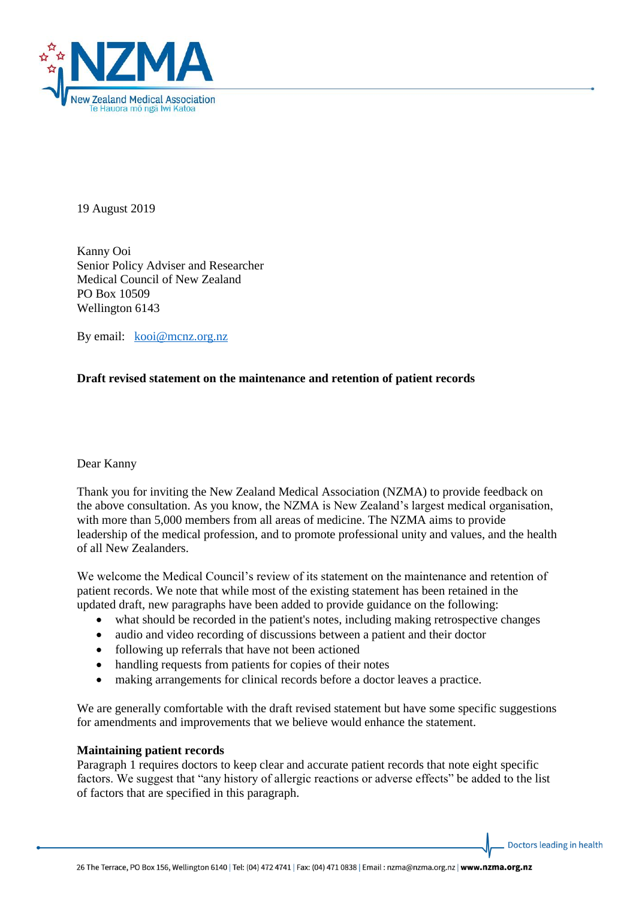19 August 2019

Kanny Ooi
Senior Policy Adviser and Researcher
Medical Council of New Zealand
PO Box 10509
Wellington 6143

By email: kooi@mcnz.org.nz

**Draft revised statement on the maintenance and retention of patient records**

Dear Kanny

Thank you for inviting the New Zealand Medical Association (NZMA) to provide feedback on the above consultation. As you know, the NZMA is New Zealand's largest medical organisation, with more than 5,000 members from all areas of medicine. The NZMA aims to provide leadership of the medical profession, and to promote professional unity and values, and the health of all New Zealanders.

We welcome the Medical Council's review of its statement on the maintenance and retention of patient records. We note that while most of the existing statement has been retained in the updated draft, new paragraphs have been added to provide guidance on the following:

- what should be recorded in the patient's notes, including making retrospective changes
- audio and video recording of discussions between a patient and their doctor
- following up referrals that have not been actioned
- handling requests from patients for copies of their notes
- making arrangements for clinical records before a doctor leaves a practice.

We are generally comfortable with the draft revised statement but have some specific suggestions for amendments and improvements that we believe would enhance the statement.

**Maintaining patient records**

Paragraph 1 requires doctors to keep clear and accurate patient records that note eight specific factors. We suggest that "any history of allergic reactions or adverse effects" be added to the list of factors that are specified in this paragraph.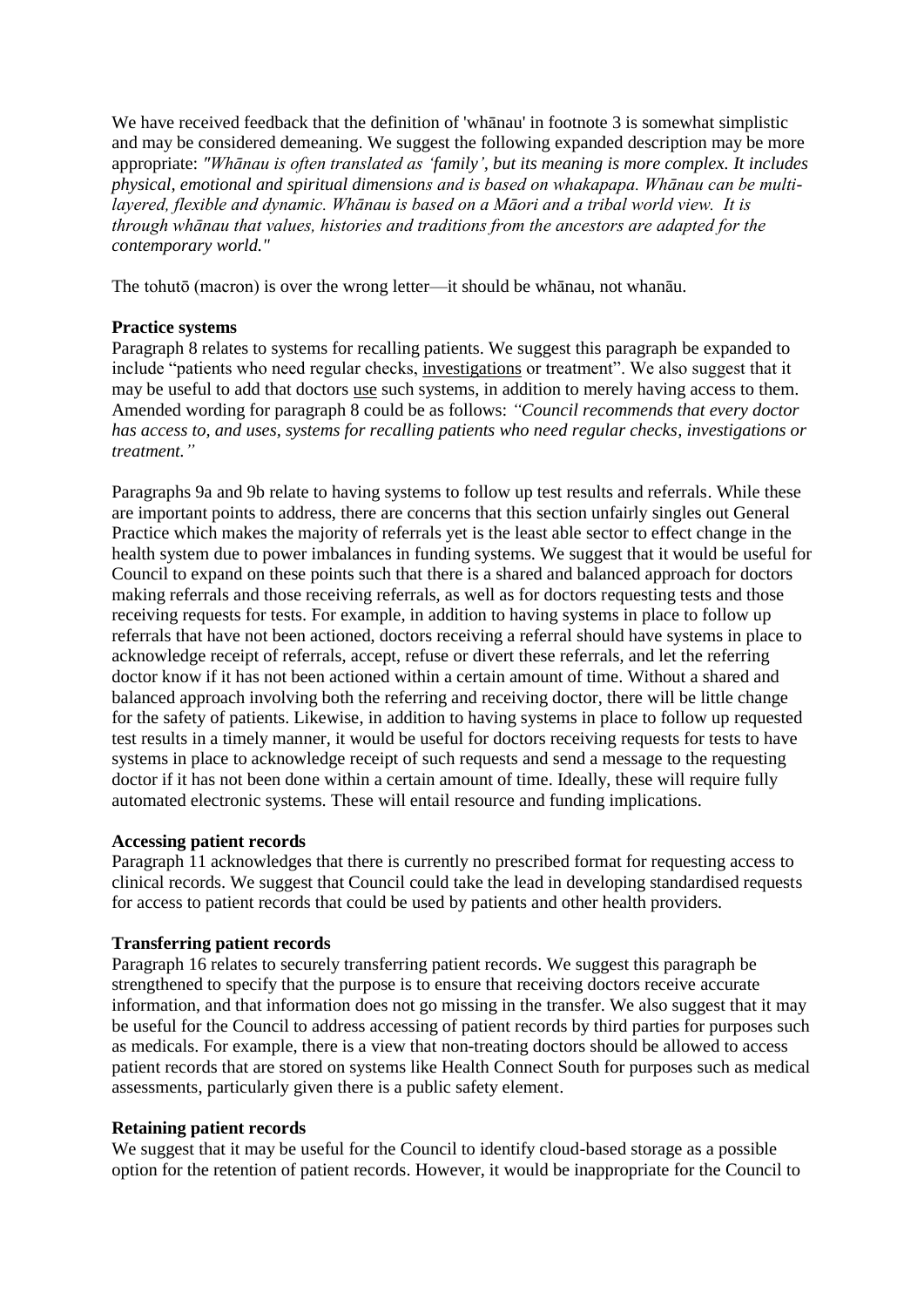We have received feedback that the definition of 'whānau' in footnote 3 is somewhat simplistic and may be considered demeaning. We suggest the following expanded description may be more appropriate: *"Whānau is often translated as 'family', but its meaning is more complex. It includes physical, emotional and spiritual dimensions and is based on whakapapa. Whānau can be multi-layered, flexible and dynamic. Whānau is based on a Māori and a tribal world view. It is through whānau that values, histories and traditions from the ancestors are adapted for the contemporary world."*

The tohutō (macron) is over the wrong letter—it should be whānau, not whanāu.

**Practice systems**

Paragraph 8 relates to systems for recalling patients. We suggest this paragraph be expanded to include "patients who need regular checks, <u>investigations</u> or treatment". We also suggest that it may be useful to add that doctors <u>use</u> such systems, in addition to merely having access to them. Amended wording for paragraph 8 could be as follows: *"Council recommends that every doctor has access to, and uses, systems for recalling patients who need regular checks, investigations or treatment."*

Paragraphs 9a and 9b relate to having systems to follow up test results and referrals. While these are important points to address, there are concerns that this section unfairly singles out General Practice which makes the majority of referrals yet is the least able sector to effect change in the health system due to power imbalances in funding systems. We suggest that it would be useful for Council to expand on these points such that there is a shared and balanced approach for doctors making referrals and those receiving referrals, as well as for doctors requesting tests and those receiving requests for tests. For example, in addition to having systems in place to follow up referrals that have not been actioned, doctors receiving a referral should have systems in place to acknowledge receipt of referrals, accept, refuse or divert these referrals, and let the referring doctor know if it has not been actioned within a certain amount of time. Without a shared and balanced approach involving both the referring and receiving doctor, there will be little change for the safety of patients. Likewise, in addition to having systems in place to follow up requested test results in a timely manner, it would be useful for doctors receiving requests for tests to have systems in place to acknowledge receipt of such requests and send a message to the requesting doctor if it has not been done within a certain amount of time. Ideally, these will require fully automated electronic systems. These will entail resource and funding implications.

**Accessing patient records**

Paragraph 11 acknowledges that there is currently no prescribed format for requesting access to clinical records. We suggest that Council could take the lead in developing standardised requests for access to patient records that could be used by patients and other health providers.

**Transferring patient records**

Paragraph 16 relates to securely transferring patient records. We suggest this paragraph be strengthened to specify that the purpose is to ensure that receiving doctors receive accurate information, and that information does not go missing in the transfer. We also suggest that it may be useful for the Council to address accessing of patient records by third parties for purposes such as medicals. For example, there is a view that non-treating doctors should be allowed to access patient records that are stored on systems like Health Connect South for purposes such as medical assessments, particularly given there is a public safety element.

**Retaining patient records**

We suggest that it may be useful for the Council to identify cloud-based storage as a possible option for the retention of patient records. However, it would be inappropriate for the Council to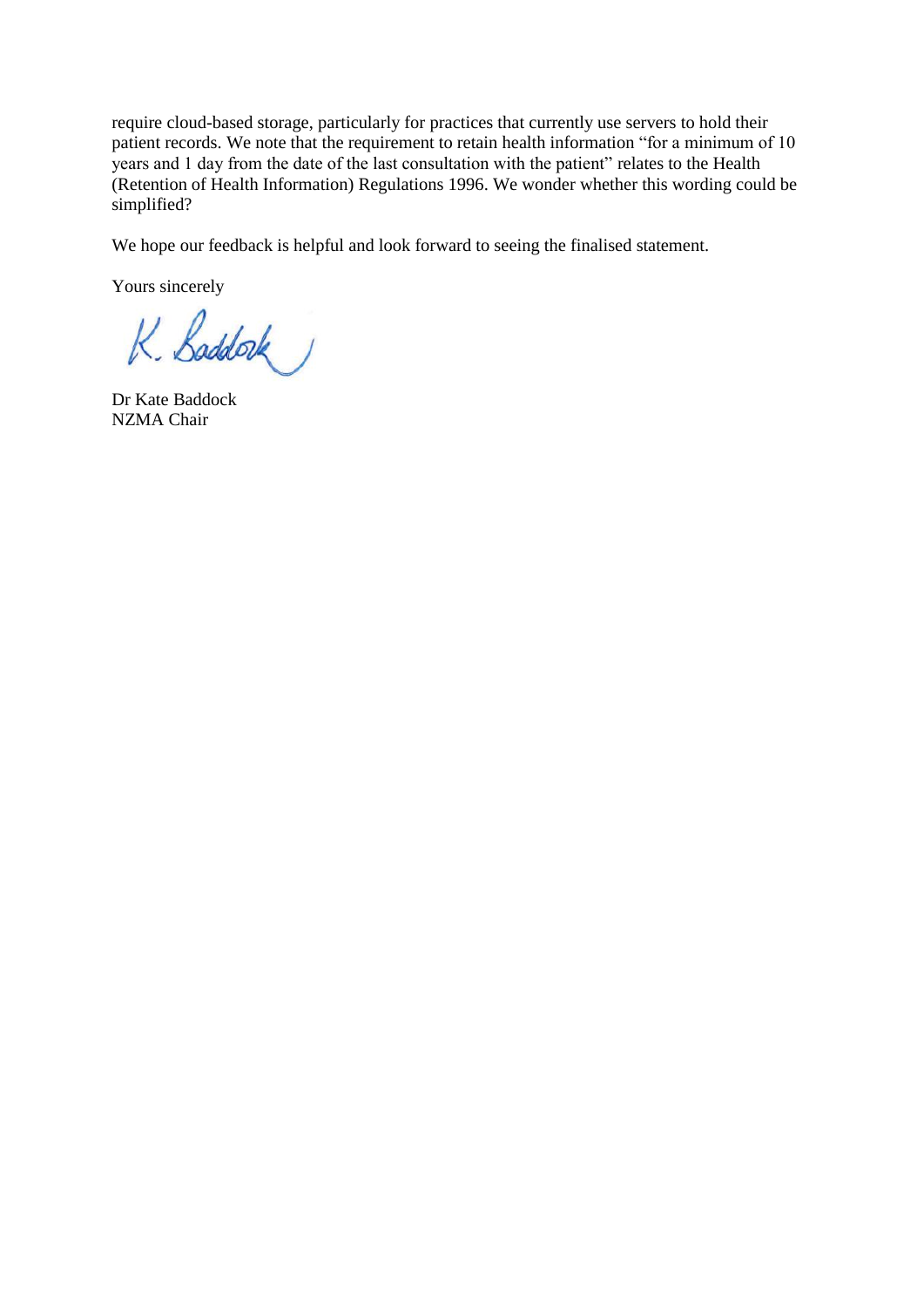require cloud-based storage, particularly for practices that currently use servers to hold their patient records. We note that the requirement to retain health information "for a minimum of 10 years and 1 day from the date of the last consultation with the patient" relates to the Health (Retention of Health Information) Regulations 1996. We wonder whether this wording could be simplified?

We hope our feedback is helpful and look forward to seeing the finalised statement.

Yours sincerely

K. Baddock

Dr Kate Baddock
NZMA Chair